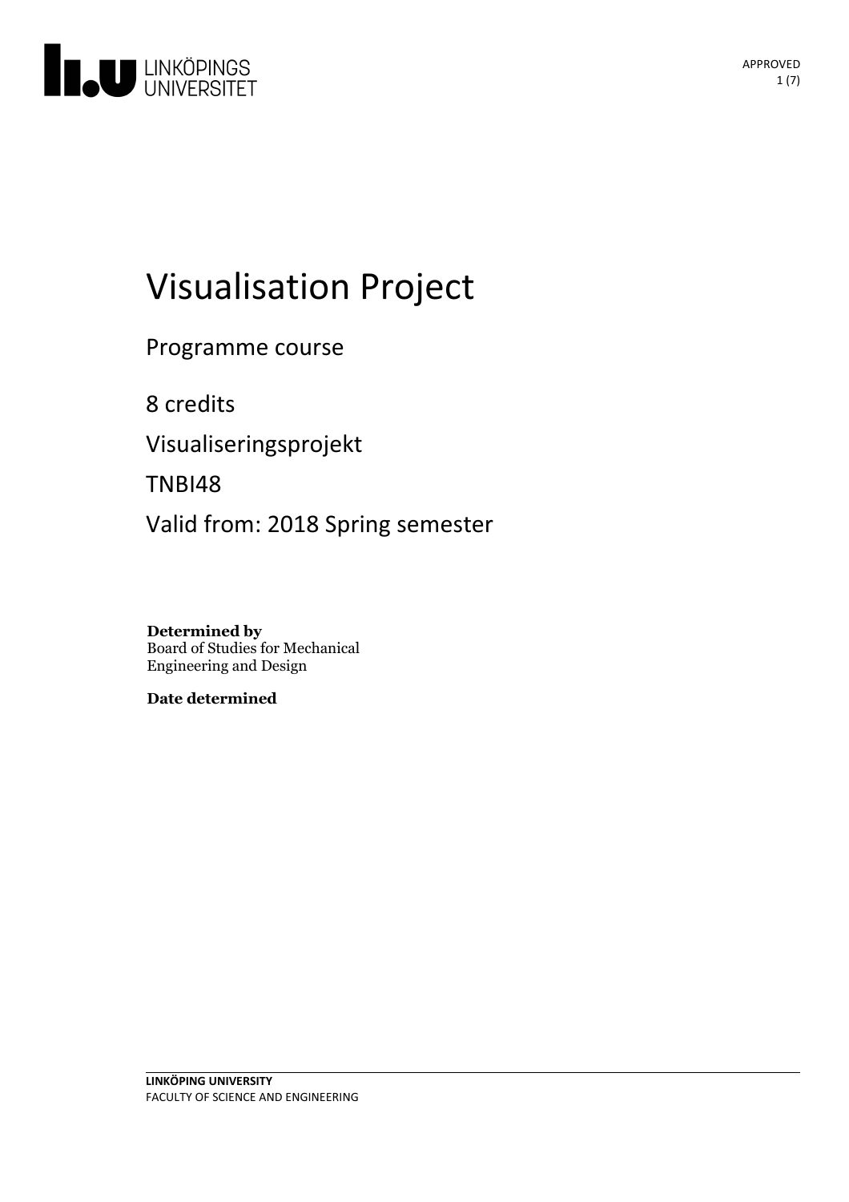# Visualisation Project

Programme course

8 credits

Visualiseringsprojekt

TNBI48

Valid from: 2018 Spring semester

**Determined by**
Board of Studies for Mechanical Engineering and Design

**Date determined**

**LINKÖPING UNIVERSITY**
FACULTY OF SCIENCE AND ENGINEERING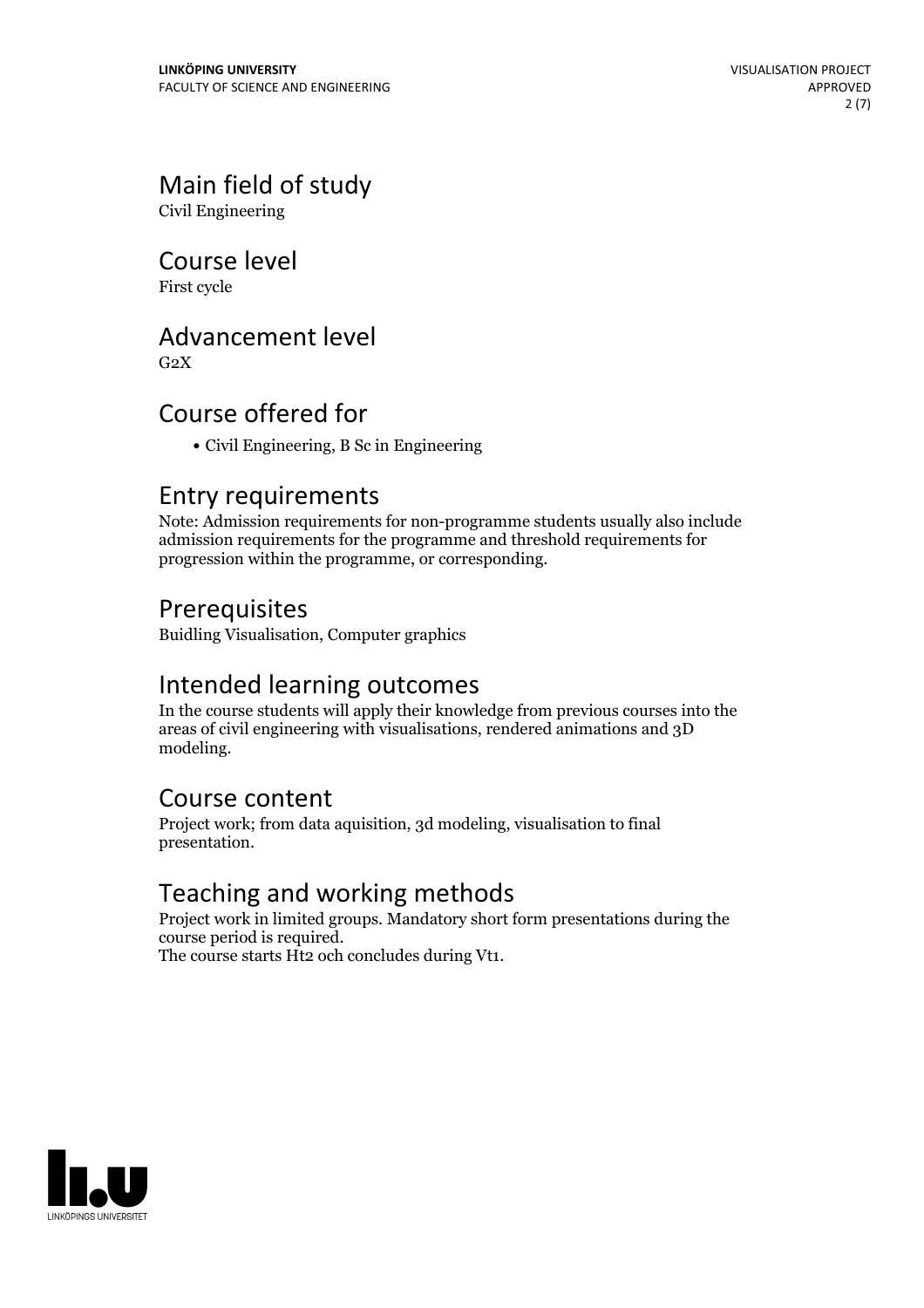## Main field of study

Civil Engineering

## Course level

First cycle

## Advancement level

G2X

## Course offered for

- Civil Engineering, B Sc in Engineering

## Entry requirements

Note: Admission requirements for non-programme students usually also include admission requirements for the programme and threshold requirements for progression within the programme, or corresponding.

## Prerequisites

Buidling Visualisation, Computer graphics

## Intended learning outcomes

In the course students will apply their knowledge from previous courses into the areas of civil engineering with visualisations, rendered animations and 3D modeling.

## Course content

Project work; from data aquisition, 3d modeling, visualisation to final presentation.

## Teaching and working methods

Project work in limited groups. Mandatory short form presentations during the course period is required.
The course starts Ht2 och concludes during Vt1.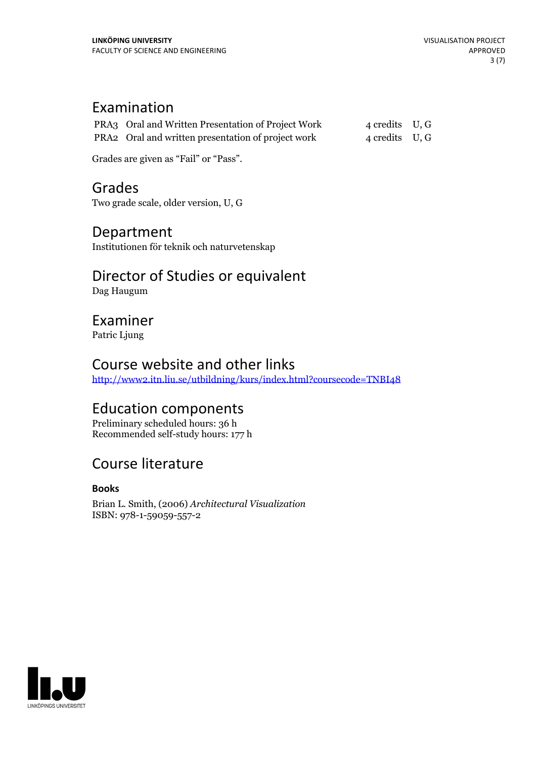## Examination

| | | | |
|---|---|---|---|
| PRA3 | Oral and Written Presentation of Project Work | 4 credits | U, G |
| PRA2 | Oral and written presentation of project work | 4 credits | U, G |

Grades are given as "Fail" or "Pass".

## Grades

Two grade scale, older version, U, G

## Department

Institutionen för teknik och naturvetenskap

## Director of Studies or equivalent

Dag Haugum

## Examiner

Patric Ljung

## Course website and other links

http://www2.itn.liu.se/utbildning/kurs/index.html?coursecode=TNBI48

## Education components

Preliminary scheduled hours: 36 h
Recommended self-study hours: 177 h

## Course literature

### Books

Brian L. Smith, (2006) *Architectural Visualization*
ISBN: 978-1-59059-557-2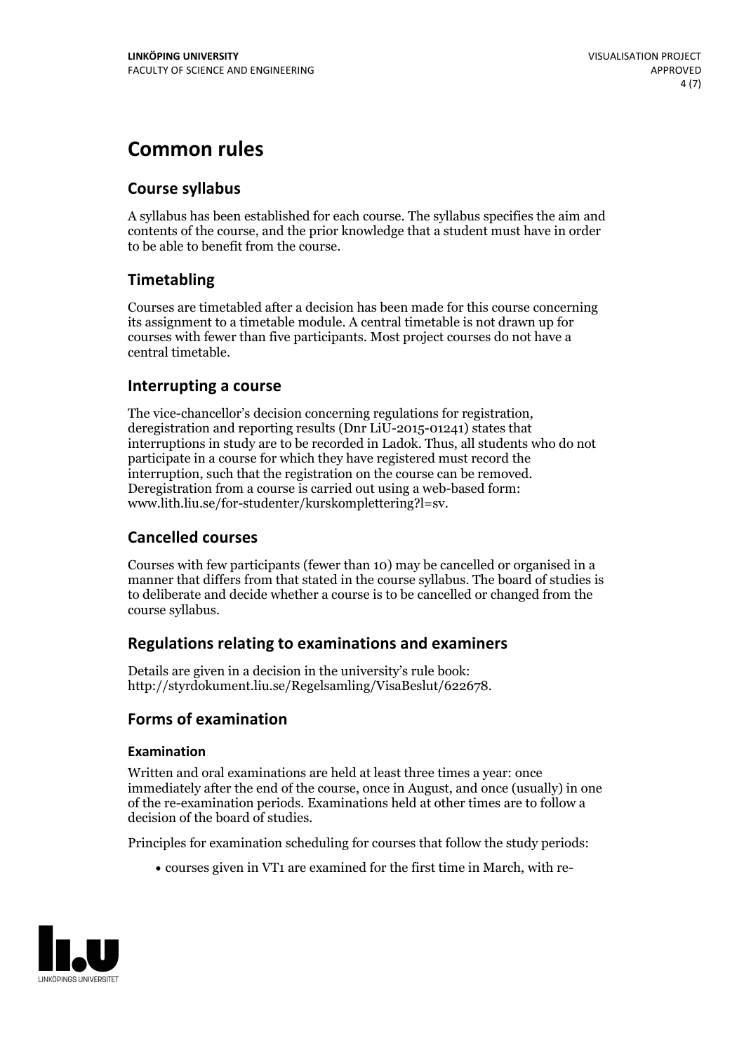# Common rules

## Course syllabus

A syllabus has been established for each course. The syllabus specifies the aim and contents of the course, and the prior knowledge that a student must have in order to be able to benefit from the course.

## Timetabling

Courses are timetabled after a decision has been made for this course concerning its assignment to a timetable module. A central timetable is not drawn up for courses with fewer than five participants. Most project courses do not have a central timetable.

## Interrupting a course

The vice-chancellor's decision concerning regulations for registration, deregistration and reporting results (Dnr LiU-2015-01241) states that interruptions in study are to be recorded in Ladok. Thus, all students who do not participate in a course for which they have registered must record the interruption, such that the registration on the course can be removed. Deregistration from a course is carried out using a web-based form: www.lith.liu.se/for-studenter/kurskomplettering?l=sv.

## Cancelled courses

Courses with few participants (fewer than 10) may be cancelled or organised in a manner that differs from that stated in the course syllabus. The board of studies is to deliberate and decide whether a course is to be cancelled or changed from the course syllabus.

## Regulations relating to examinations and examiners

Details are given in a decision in the university's rule book: http://styrdokument.liu.se/Regelsamling/VisaBeslut/622678.

## Forms of examination

### Examination

Written and oral examinations are held at least three times a year: once immediately after the end of the course, once in August, and once (usually) in one of the re-examination periods. Examinations held at other times are to follow a decision of the board of studies.

Principles for examination scheduling for courses that follow the study periods:

- courses given in VT1 are examined for the first time in March, with re-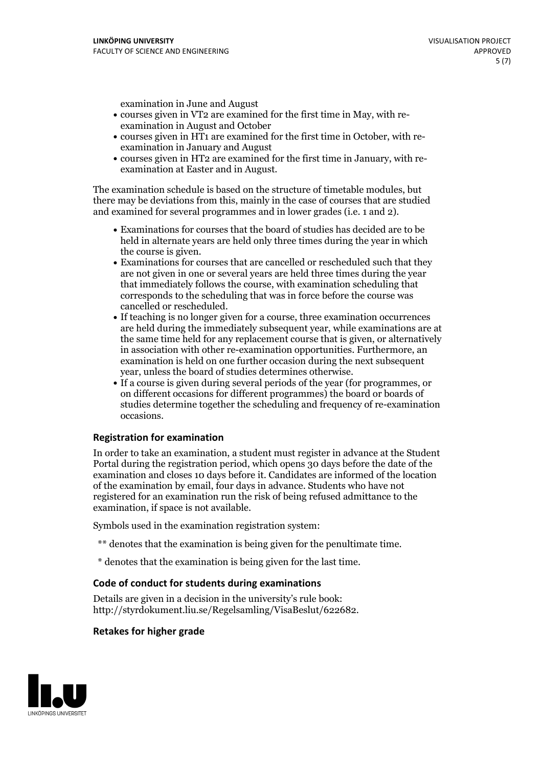examination in June and August

- courses given in VT2 are examined for the first time in May, with re-examination in August and October
- courses given in HT1 are examined for the first time in October, with re-examination in January and August
- courses given in HT2 are examined for the first time in January, with re-examination at Easter and in August.

The examination schedule is based on the structure of timetable modules, but there may be deviations from this, mainly in the case of courses that are studied and examined for several programmes and in lower grades (i.e. 1 and 2).

- Examinations for courses that the board of studies has decided are to be held in alternate years are held only three times during the year in which the course is given.
- Examinations for courses that are cancelled or rescheduled such that they are not given in one or several years are held three times during the year that immediately follows the course, with examination scheduling that corresponds to the scheduling that was in force before the course was cancelled or rescheduled.
- If teaching is no longer given for a course, three examination occurrences are held during the immediately subsequent year, while examinations are at the same time held for any replacement course that is given, or alternatively in association with other re-examination opportunities. Furthermore, an examination is held on one further occasion during the next subsequent year, unless the board of studies determines otherwise.
- If a course is given during several periods of the year (for programmes, or on different occasions for different programmes) the board or boards of studies determine together the scheduling and frequency of re-examination occasions.

## Registration for examination

In order to take an examination, a student must register in advance at the Student Portal during the registration period, which opens 30 days before the date of the examination and closes 10 days before it. Candidates are informed of the location of the examination by email, four days in advance. Students who have not registered for an examination run the risk of being refused admittance to the examination, if space is not available.

Symbols used in the examination registration system:

** denotes that the examination is being given for the penultimate time.

* denotes that the examination is being given for the last time.

## Code of conduct for students during examinations

Details are given in a decision in the university's rule book: http://styrdokument.liu.se/Regelsamling/VisaBeslut/622682.

## Retakes for higher grade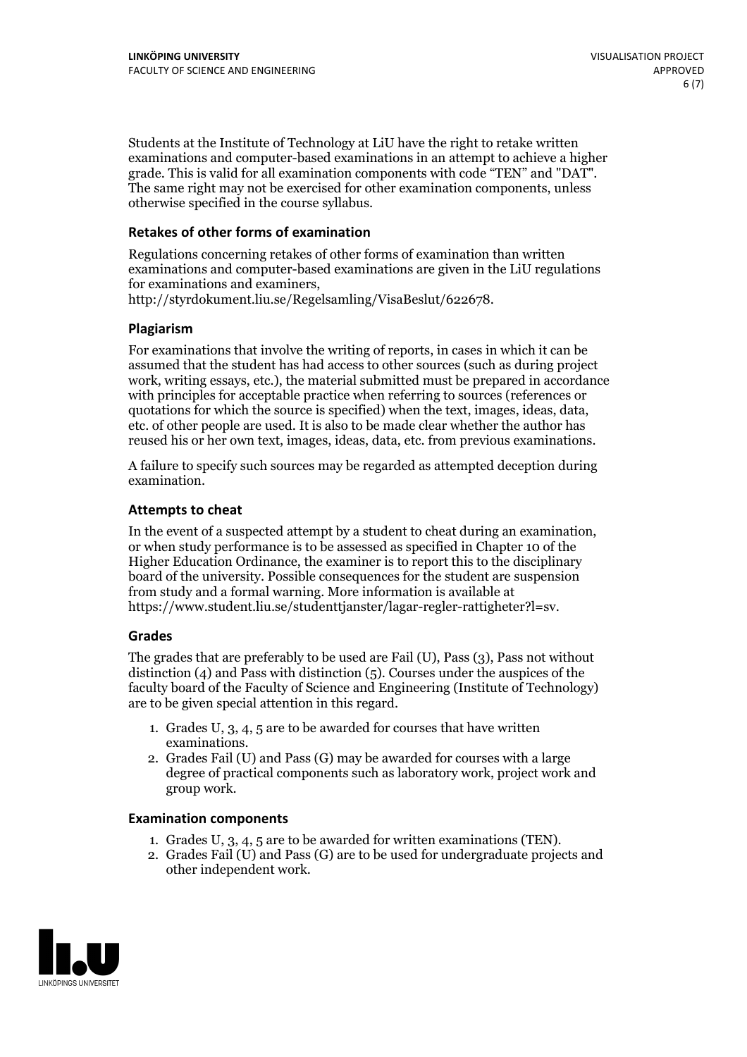Students at the Institute of Technology at LiU have the right to retake written examinations and computer-based examinations in an attempt to achieve a higher grade. This is valid for all examination components with code "TEN" and "DAT". The same right may not be exercised for other examination components, unless otherwise specified in the course syllabus.

### Retakes of other forms of examination

Regulations concerning retakes of other forms of examination than written examinations and computer-based examinations are given in the LiU regulations for examinations and examiners, http://styrdokument.liu.se/Regelsamling/VisaBeslut/622678.

### Plagiarism

For examinations that involve the writing of reports, in cases in which it can be assumed that the student has had access to other sources (such as during project work, writing essays, etc.), the material submitted must be prepared in accordance with principles for acceptable practice when referring to sources (references or quotations for which the source is specified) when the text, images, ideas, data, etc. of other people are used. It is also to be made clear whether the author has reused his or her own text, images, ideas, data, etc. from previous examinations.

A failure to specify such sources may be regarded as attempted deception during examination.

### Attempts to cheat

In the event of a suspected attempt by a student to cheat during an examination, or when study performance is to be assessed as specified in Chapter 10 of the Higher Education Ordinance, the examiner is to report this to the disciplinary board of the university. Possible consequences for the student are suspension from study and a formal warning. More information is available at https://www.student.liu.se/studenttjanster/lagar-regler-rattigheter?l=sv.

### Grades

The grades that are preferably to be used are Fail (U), Pass (3), Pass not without distinction (4) and Pass with distinction (5). Courses under the auspices of the faculty board of the Faculty of Science and Engineering (Institute of Technology) are to be given special attention in this regard.

1. Grades U, 3, 4, 5 are to be awarded for courses that have written examinations.
2. Grades Fail (U) and Pass (G) may be awarded for courses with a large degree of practical components such as laboratory work, project work and group work.

### Examination components

1. Grades U, 3, 4, 5 are to be awarded for written examinations (TEN).
2. Grades Fail (U) and Pass (G) are to be used for undergraduate projects and other independent work.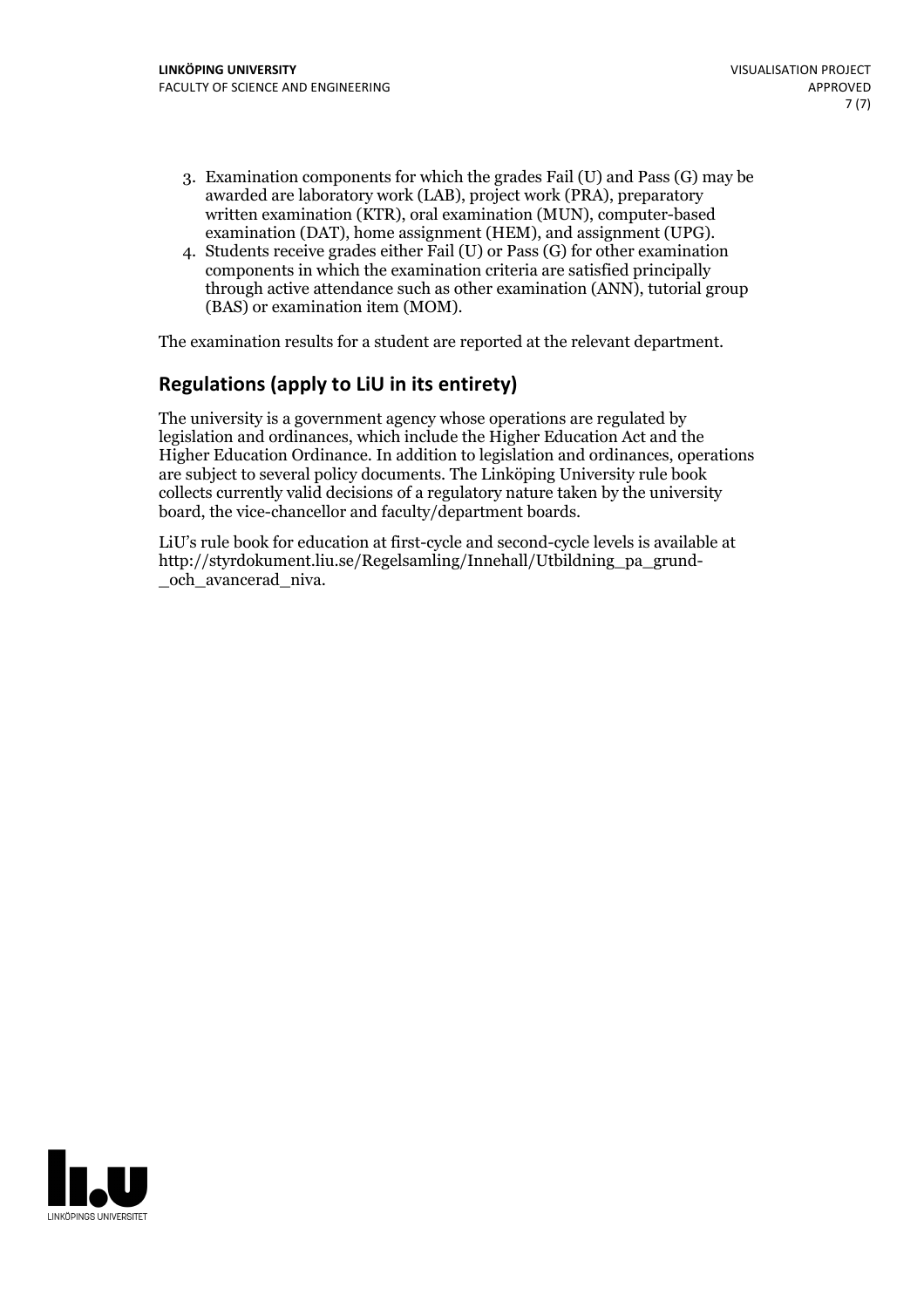3. Examination components for which the grades Fail (U) and Pass (G) may be awarded are laboratory work (LAB), project work (PRA), preparatory written examination (KTR), oral examination (MUN), computer-based examination (DAT), home assignment (HEM), and assignment (UPG).
4. Students receive grades either Fail (U) or Pass (G) for other examination components in which the examination criteria are satisfied principally through active attendance such as other examination (ANN), tutorial group (BAS) or examination item (MOM).

The examination results for a student are reported at the relevant department.

## Regulations (apply to LiU in its entirety)

The university is a government agency whose operations are regulated by legislation and ordinances, which include the Higher Education Act and the Higher Education Ordinance. In addition to legislation and ordinances, operations are subject to several policy documents. The Linköping University rule book collects currently valid decisions of a regulatory nature taken by the university board, the vice-chancellor and faculty/department boards.

LiU's rule book for education at first-cycle and second-cycle levels is available at http://styrdokument.liu.se/Regelsamling/Innehall/Utbildning_pa_grund-_och_avancerad_niva.